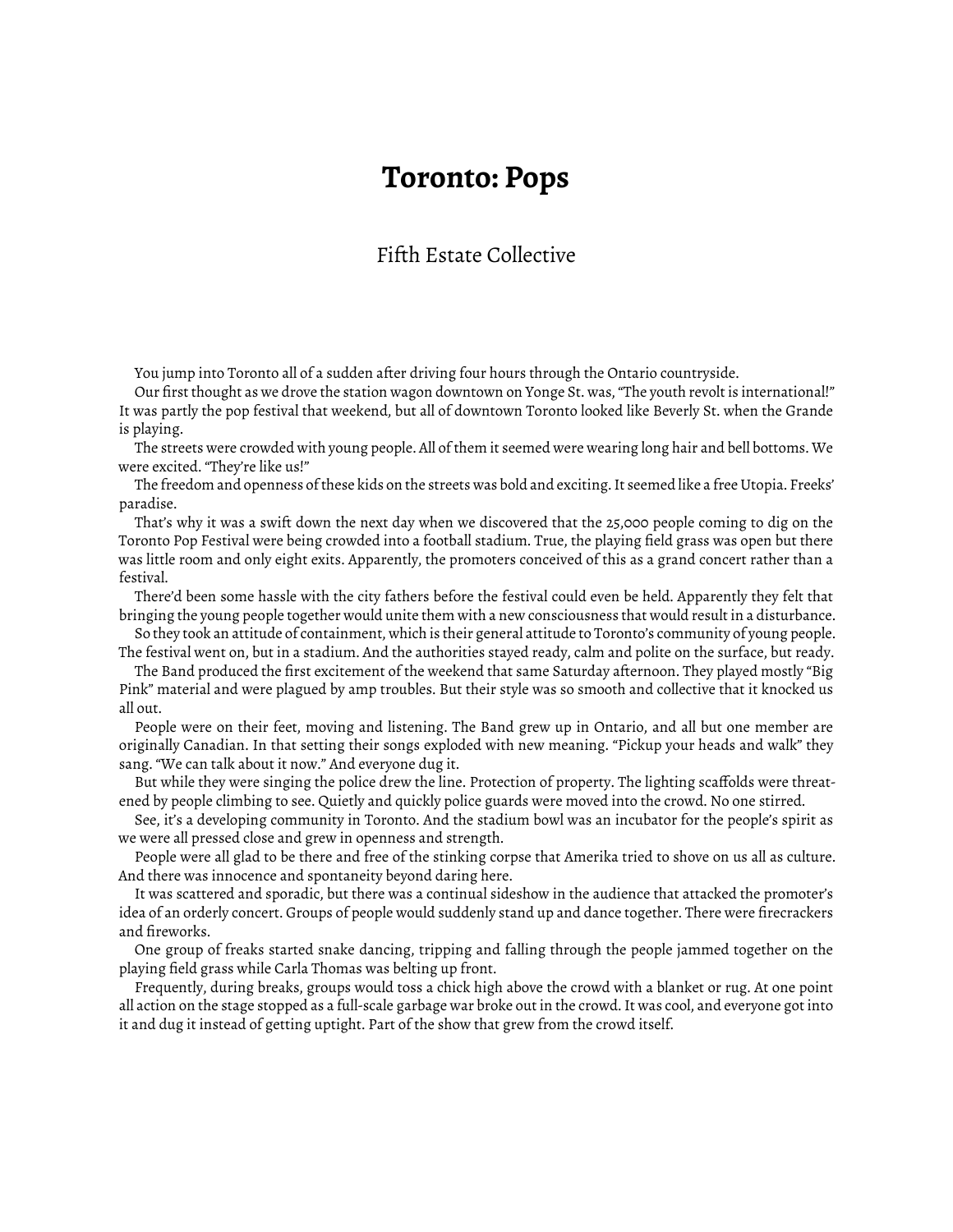# Toronto: Pops

Fifth Estate Collective

You jump into Toronto all of a sudden after driving four hours through the Ontario countryside.

Our first thought as we drove the station wagon downtown on Yonge St. was, "The youth revolt is international!" It was partly the pop festival that weekend, but all of downtown Toronto looked like Beverly St. when the Grande is playing.

The streets were crowded with young people. All of them it seemed were wearing long hair and bell bottoms. We were excited. "They're like us!"

The freedom and openness of these kids on the streets was bold and exciting. It seemed like a free Utopia. Freeks' paradise.

That's why it was a swift down the next day when we discovered that the 25,000 people coming to dig on the Toronto Pop Festival were being crowded into a football stadium. True, the playing field grass was open but there was little room and only eight exits. Apparently, the promoters conceived of this as a grand concert rather than a festival.

There'd been some hassle with the city fathers before the festival could even be held. Apparently they felt that bringing the young people together would unite them with a new consciousness that would result in a disturbance.

So they took an attitude of containment, which is their general attitude to Toronto's community of young people. The festival went on, but in a stadium. And the authorities stayed ready, calm and polite on the surface, but ready.

The Band produced the first excitement of the weekend that same Saturday afternoon. They played mostly "Big Pink" material and were plagued by amp troubles. But their style was so smooth and collective that it knocked us all out.

People were on their feet, moving and listening. The Band grew up in Ontario, and all but one member are originally Canadian. In that setting their songs exploded with new meaning. "Pickup your heads and walk" they sang. "We can talk about it now." And everyone dug it.

But while they were singing the police drew the line. Protection of property. The lighting scaffolds were threatened by people climbing to see. Quietly and quickly police guards were moved into the crowd. No one stirred.

See, it's a developing community in Toronto. And the stadium bowl was an incubator for the people's spirit as we were all pressed close and grew in openness and strength.

People were all glad to be there and free of the stinking corpse that Amerika tried to shove on us all as culture. And there was innocence and spontaneity beyond daring here.

It was scattered and sporadic, but there was a continual sideshow in the audience that attacked the promoter's idea of an orderly concert. Groups of people would suddenly stand up and dance together. There were firecrackers and fireworks.

One group of freaks started snake dancing, tripping and falling through the people jammed together on the playing field grass while Carla Thomas was belting up front.

Frequently, during breaks, groups would toss a chick high above the crowd with a blanket or rug. At one point all action on the stage stopped as a full-scale garbage war broke out in the crowd. It was cool, and everyone got into it and dug it instead of getting uptight. Part of the show that grew from the crowd itself.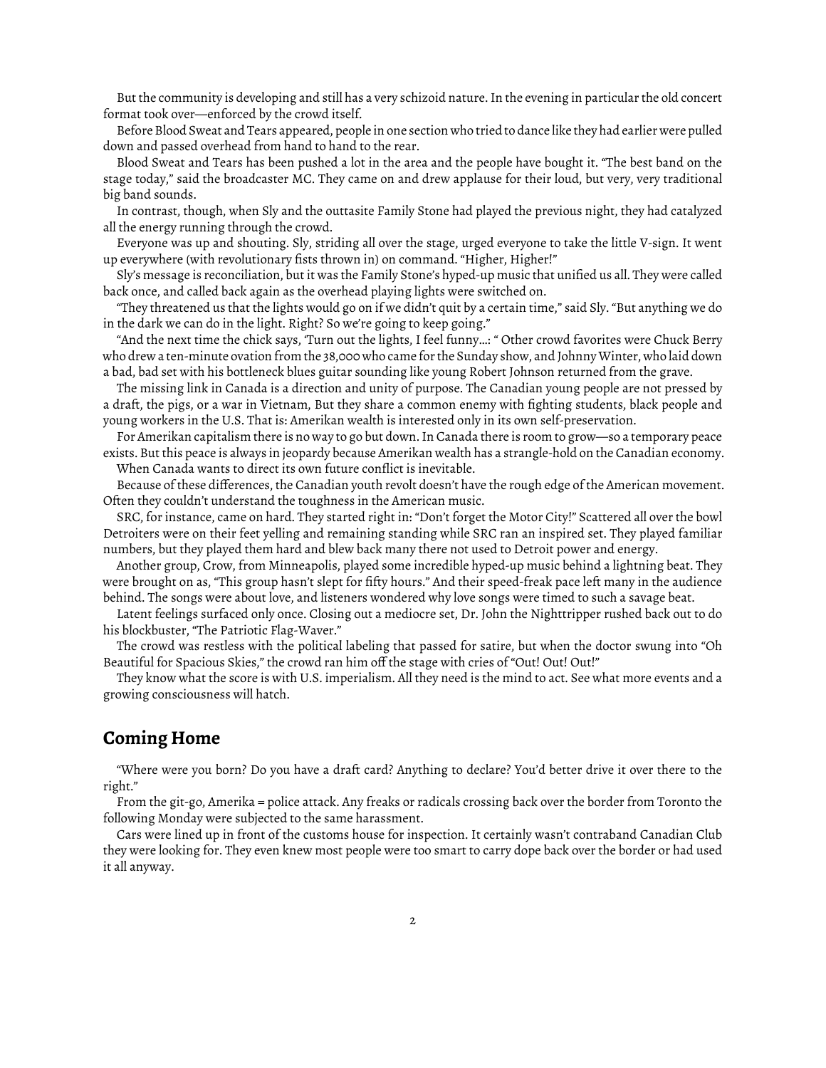But the community is developing and still has a very schizoid nature. In the evening in particular the old concert format took over—enforced by the crowd itself.

Before Blood Sweat and Tears appeared, people in one section who tried to dance like they had earlier were pulled down and passed overhead from hand to hand to the rear.

Blood Sweat and Tears has been pushed a lot in the area and the people have bought it. "The best band on the stage today," said the broadcaster MC. They came on and drew applause for their loud, but very, very traditional big band sounds.

In contrast, though, when Sly and the outtasite Family Stone had played the previous night, they had catalyzed all the energy running through the crowd.

Everyone was up and shouting. Sly, striding all over the stage, urged everyone to take the little V-sign. It went up everywhere (with revolutionary fists thrown in) on command. "Higher, Higher!"

Sly's message is reconciliation, but it was the Family Stone's hyped-up music that unified us all. They were called back once, and called back again as the overhead playing lights were switched on.

"They threatened us that the lights would go on if we didn't quit by a certain time," said Sly. "But anything we do in the dark we can do in the light. Right? So we're going to keep going."

"And the next time the chick says, 'Turn out the lights, I feel funny...: " Other crowd favorites were Chuck Berry who drew a ten-minute ovation from the 38,000 who came for the Sunday show, and Johnny Winter, who laid down a bad, bad set with his bottleneck blues guitar sounding like young Robert Johnson returned from the grave.

The missing link in Canada is a direction and unity of purpose. The Canadian young people are not pressed by a draft, the pigs, or a war in Vietnam, But they share a common enemy with fighting students, black people and young workers in the U.S. That is: Amerikan wealth is interested only in its own self-preservation.

For Amerikan capitalism there is no way to go but down. In Canada there is room to grow—so a temporary peace exists. But this peace is always in jeopardy because Amerikan wealth has a strangle-hold on the Canadian economy.

When Canada wants to direct its own future conflict is inevitable.

Because of these differences, the Canadian youth revolt doesn't have the rough edge of the American movement. Often they couldn't understand the toughness in the American music.

SRC, for instance, came on hard. They started right in: "Don't forget the Motor City!" Scattered all over the bowl Detroiters were on their feet yelling and remaining standing while SRC ran an inspired set. They played familiar numbers, but they played them hard and blew back many there not used to Detroit power and energy.

Another group, Crow, from Minneapolis, played some incredible hyped-up music behind a lightning beat. They were brought on as, "This group hasn't slept for fifty hours." And their speed-freak pace left many in the audience behind. The songs were about love, and listeners wondered why love songs were timed to such a savage beat.

Latent feelings surfaced only once. Closing out a mediocre set, Dr. John the Nighttripper rushed back out to do his blockbuster, "The Patriotic Flag-Waver."

The crowd was restless with the political labeling that passed for satire, but when the doctor swung into "Oh Beautiful for Spacious Skies," the crowd ran him off the stage with cries of "Out! Out! Out!"

They know what the score is with U.S. imperialism. All they need is the mind to act. See what more events and a growing consciousness will hatch.

## Coming Home

"Where were you born? Do you have a draft card? Anything to declare? You'd better drive it over there to the right."

From the git-go, Amerika = police attack. Any freaks or radicals crossing back over the border from Toronto the following Monday were subjected to the same harassment.

Cars were lined up in front of the customs house for inspection. It certainly wasn't contraband Canadian Club they were looking for. They even knew most people were too smart to carry dope back over the border or had used it all anyway.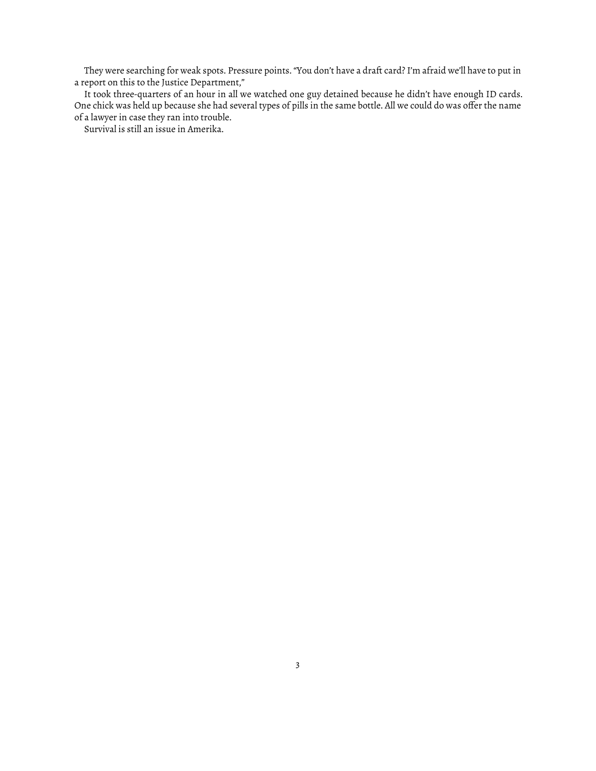They were searching for weak spots. Pressure points. "You don't have a draft card? I'm afraid we'll have to put in a report on this to the Justice Department,"

It took three-quarters of an hour in all we watched one guy detained because he didn't have enough ID cards. One chick was held up because she had several types of pills in the same bottle. All we could do was offer the name of a lawyer in case they ran into trouble.

Survival is still an issue in Amerika.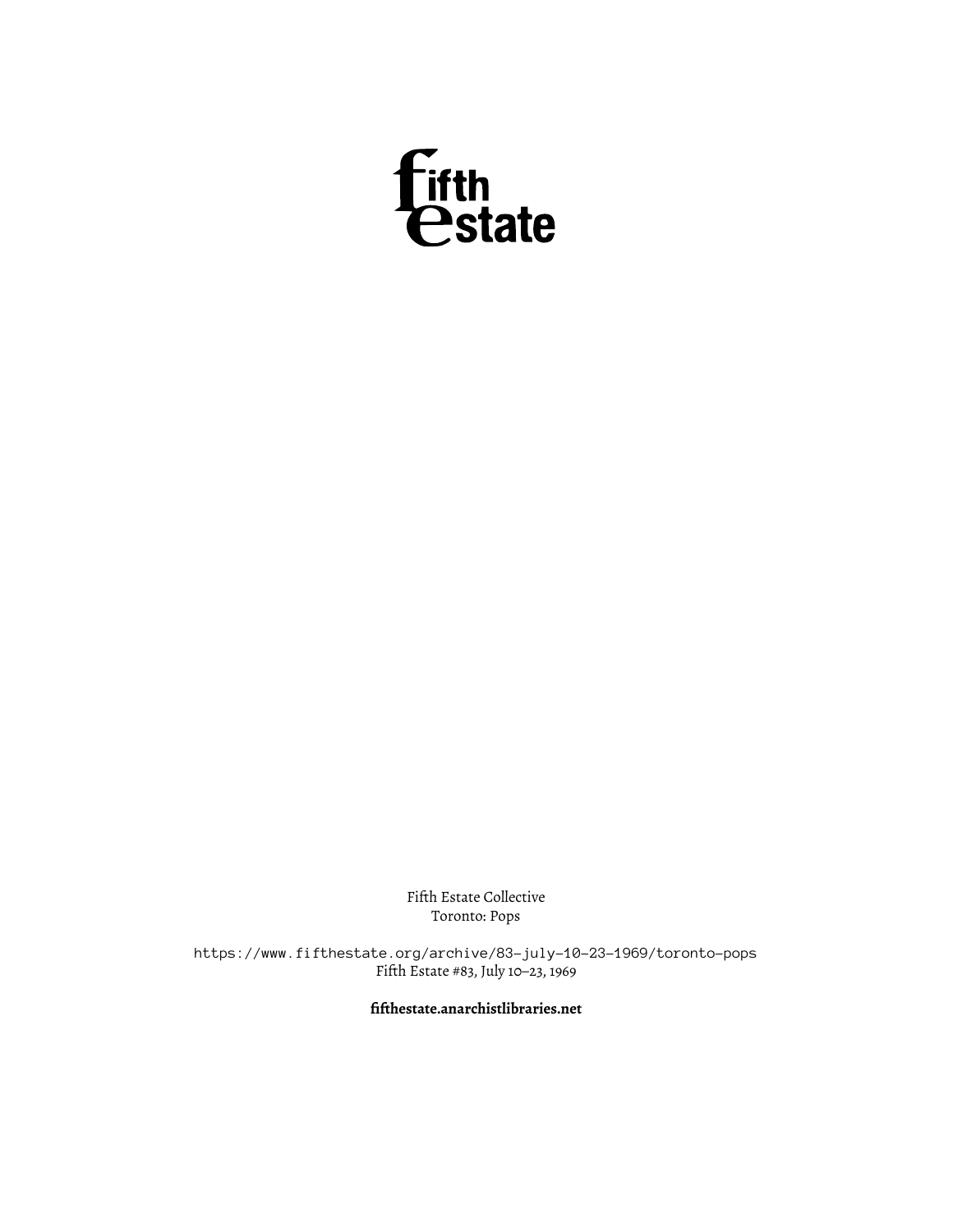Fifth Estate

Fifth Estate Collective
Toronto: Pops

https://www.fifthestate.org/archive/83-july-10-23-1969/toronto-pops
Fifth Estate #83, July 10–23, 1969

**fifthestate.anarchistlibraries.net**